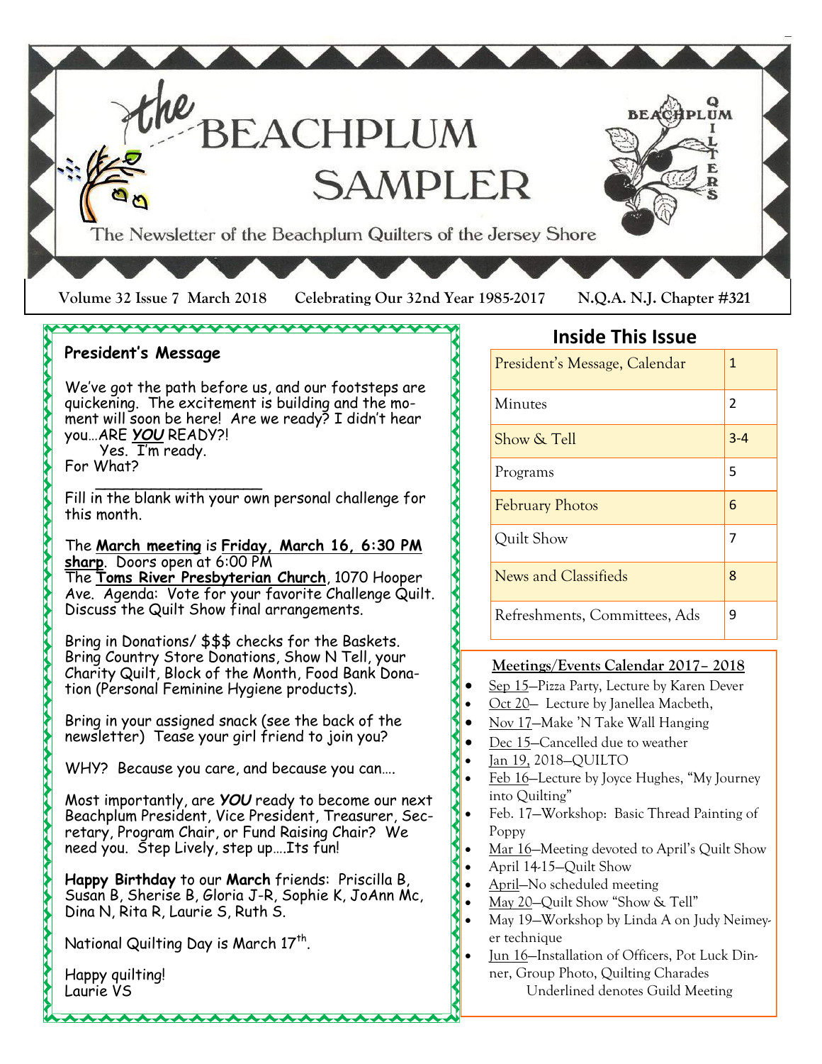# the BEACHPLUM SAMPLER

The Newsletter of the Beachplum Quilters of the Jersey Shore

**Volume 32 Issue 7 March 2018 Celebrating Our 32nd Year 1985-2017 N.Q.A. N.J. Chapter #321**

## President's Message

We've got the path before us, and our footsteps are quickening. The excitement is building and the moment will soon be here! Are we ready? I didn't hear you…ARE ***YOU*** READY?!

Yes. I'm ready.

For What? ____________________

Fill in the blank with your own personal challenge for this month.

The **March meeting** is **Friday, March 16, 6:30 PM sharp**. Doors open at 6:00 PM

The **Toms River Presbyterian Church**, 1070 Hooper Ave. Agenda: Vote for your favorite Challenge Quilt. Discuss the Quilt Show final arrangements.

Bring in Donations/ $$$ checks for the Baskets. Bring Country Store Donations, Show N Tell, your Charity Quilt, Block of the Month, Food Bank Donation (Personal Feminine Hygiene products).

Bring in your assigned snack (see the back of the newsletter) Tease your girl friend to join you?

WHY? Because you care, and because you can….

Most importantly, are ***YOU*** ready to become our next Beachplum President, Vice President, Treasurer, Secretary, Program Chair, or Fund Raising Chair? We need you. Step Lively, step up….Its fun!

**Happy Birthday** to our **March** friends: Priscilla B, Susan B, Sherise B, Gloria J-R, Sophie K, JoAnn Mc, Dina N, Rita R, Laurie S, Ruth S.

National Quilting Day is March 17th.

Happy quilting!

Laurie VS

## Inside This Issue

| | |
|---|---|
| President's Message, Calendar | 1 |
| Minutes | 2 |
| Show & Tell | 3-4 |
| Programs | 5 |
| February Photos | 6 |
| Quilt Show | 7 |
| News and Classifieds | 8 |
| Refreshments, Committees, Ads | 9 |

## Meetings/Events Calendar 2017– 2018

- Sep 15—Pizza Party, Lecture by Karen Dever
- Oct 20— Lecture by Janellea Macbeth,
- Nov 17—Make 'N Take Wall Hanging
- Dec 15—Cancelled due to weather
- Jan 19, 2018—QUILTO
- Feb 16—Lecture by Joyce Hughes, "My Journey into Quilting"
- Feb. 17—Workshop: Basic Thread Painting of Poppy
- Mar 16—Meeting devoted to April's Quilt Show
- April 14-15—Quilt Show
- April—No scheduled meeting
- May 20—Quilt Show "Show & Tell"
- May 19—Workshop by Linda A on Judy Neimeyer technique
- Jun 16—Installation of Officers, Pot Luck Dinner, Group Photo, Quilting Charades

Underlined denotes Guild Meeting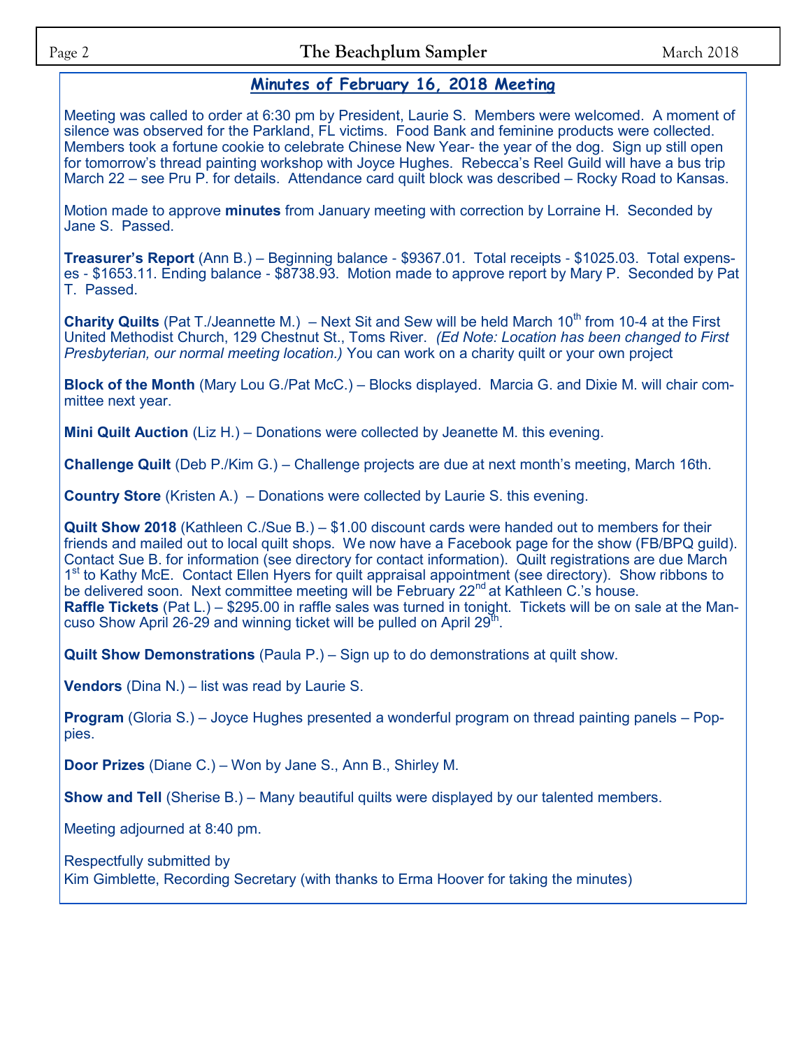## Minutes of February 16, 2018 Meeting

Meeting was called to order at 6:30 pm by President, Laurie S. Members were welcomed. A moment of silence was observed for the Parkland, FL victims. Food Bank and feminine products were collected. Members took a fortune cookie to celebrate Chinese New Year- the year of the dog. Sign up still open for tomorrow's thread painting workshop with Joyce Hughes. Rebecca's Reel Guild will have a bus trip March 22 – see Pru P. for details. Attendance card quilt block was described – Rocky Road to Kansas.

Motion made to approve **minutes** from January meeting with correction by Lorraine H. Seconded by Jane S. Passed.

**Treasurer's Report** (Ann B.) – Beginning balance - $9367.01. Total receipts - $1025.03. Total expenses - $1653.11. Ending balance - $8738.93. Motion made to approve report by Mary P. Seconded by Pat T. Passed.

**Charity Quilts** (Pat T./Jeannette M.) – Next Sit and Sew will be held March 10th from 10-4 at the First United Methodist Church, 129 Chestnut St., Toms River. *(Ed Note: Location has been changed to First Presbyterian, our normal meeting location.)* You can work on a charity quilt or your own project

**Block of the Month** (Mary Lou G./Pat McC.) – Blocks displayed. Marcia G. and Dixie M. will chair committee next year.

**Mini Quilt Auction** (Liz H.) – Donations were collected by Jeanette M. this evening.

**Challenge Quilt** (Deb P./Kim G.) – Challenge projects are due at next month's meeting, March 16th.

**Country Store** (Kristen A.) – Donations were collected by Laurie S. this evening.

**Quilt Show 2018** (Kathleen C./Sue B.) – $1.00 discount cards were handed out to members for their friends and mailed out to local quilt shops. We now have a Facebook page for the show (FB/BPQ guild). Contact Sue B. for information (see directory for contact information). Quilt registrations are due March 1st to Kathy McE. Contact Ellen Hyers for quilt appraisal appointment (see directory). Show ribbons to be delivered soon. Next committee meeting will be February 22nd at Kathleen C.'s house.
**Raffle Tickets** (Pat L.) – $295.00 in raffle sales was turned in tonight. Tickets will be on sale at the Mancuso Show April 26-29 and winning ticket will be pulled on April 29th.

**Quilt Show Demonstrations** (Paula P.) – Sign up to do demonstrations at quilt show.

**Vendors** (Dina N.) – list was read by Laurie S.

**Program** (Gloria S.) – Joyce Hughes presented a wonderful program on thread painting panels – Poppies.

**Door Prizes** (Diane C.) – Won by Jane S., Ann B., Shirley M.

**Show and Tell** (Sherise B.) – Many beautiful quilts were displayed by our talented members.

Meeting adjourned at 8:40 pm.

Respectfully submitted by
Kim Gimblette, Recording Secretary (with thanks to Erma Hoover for taking the minutes)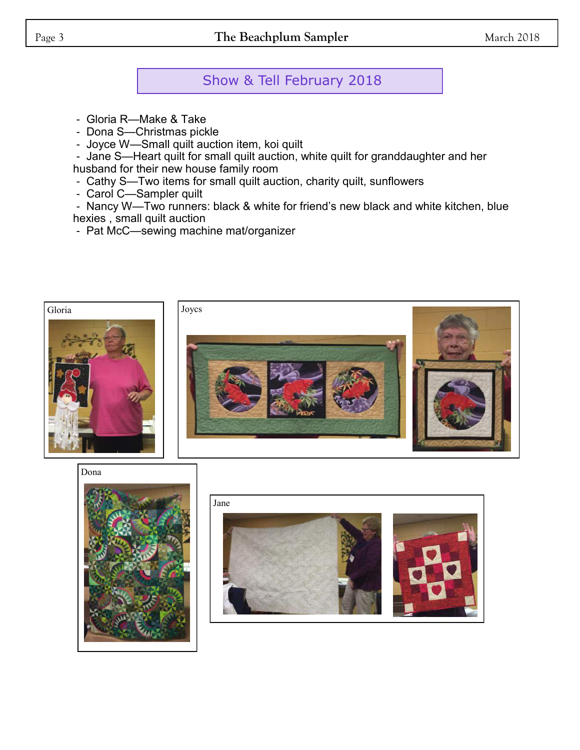## Show & Tell February 2018

- Gloria R—Make & Take
- Dona S—Christmas pickle
- Joyce W—Small quilt auction item, koi quilt
- Jane S—Heart quilt for small quilt auction, white quilt for granddaughter and her husband for their new house family room
- Cathy S—Two items for small quilt auction, charity quilt, sunflowers
- Carol C—Sampler quilt
- Nancy W—Two runners: black & white for friend's new black and white kitchen, blue hexies , small quilt auction
- Pat McC—sewing machine mat/organizer

Gloria

Joycs

Dona

Jane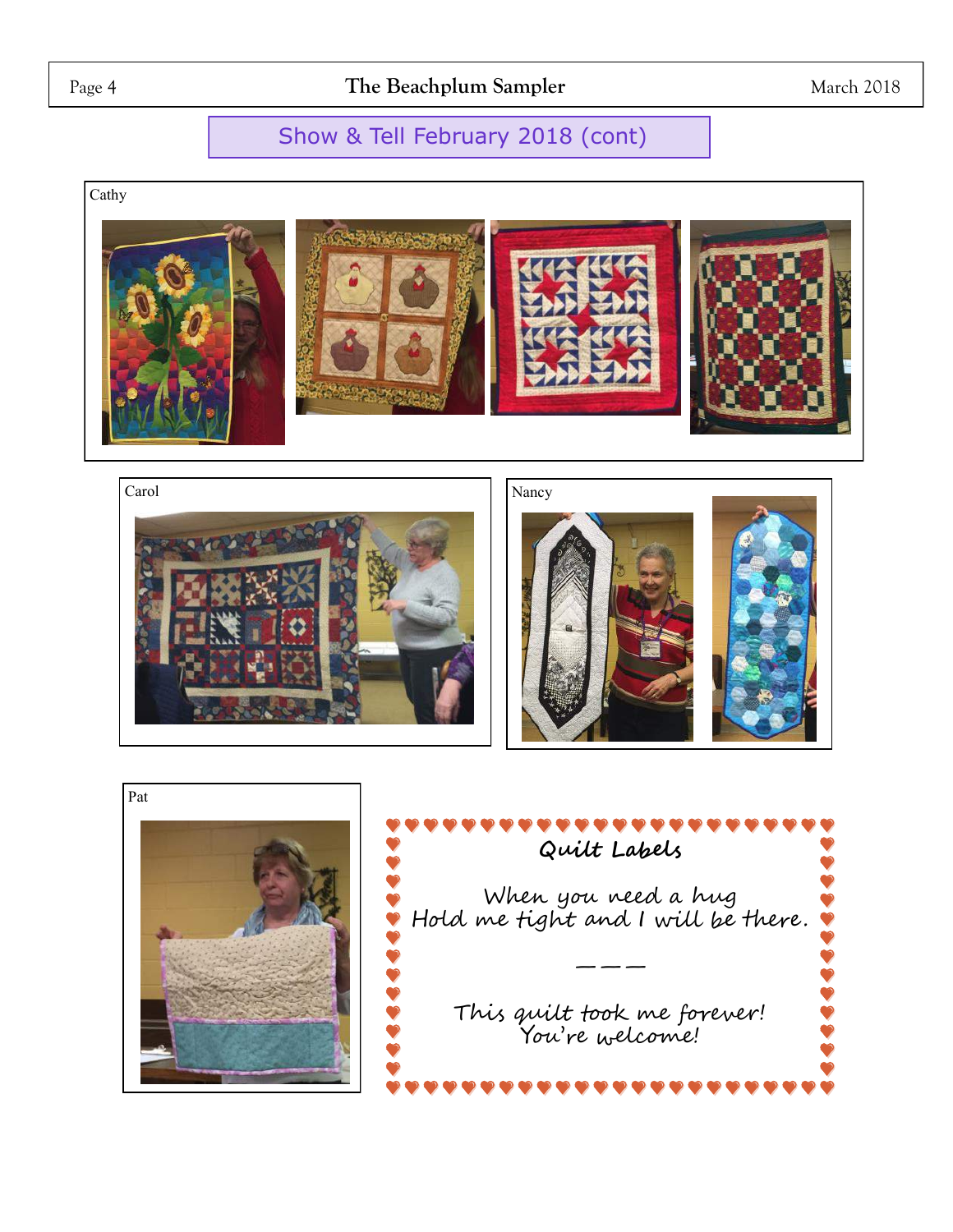## Show & Tell February 2018 (cont)

Cathy

Carol

Nancy

Pat

### Quilt Labels

When you need a hug
Hold me tight and I will be there.

———

This quilt took me forever!
You're welcome!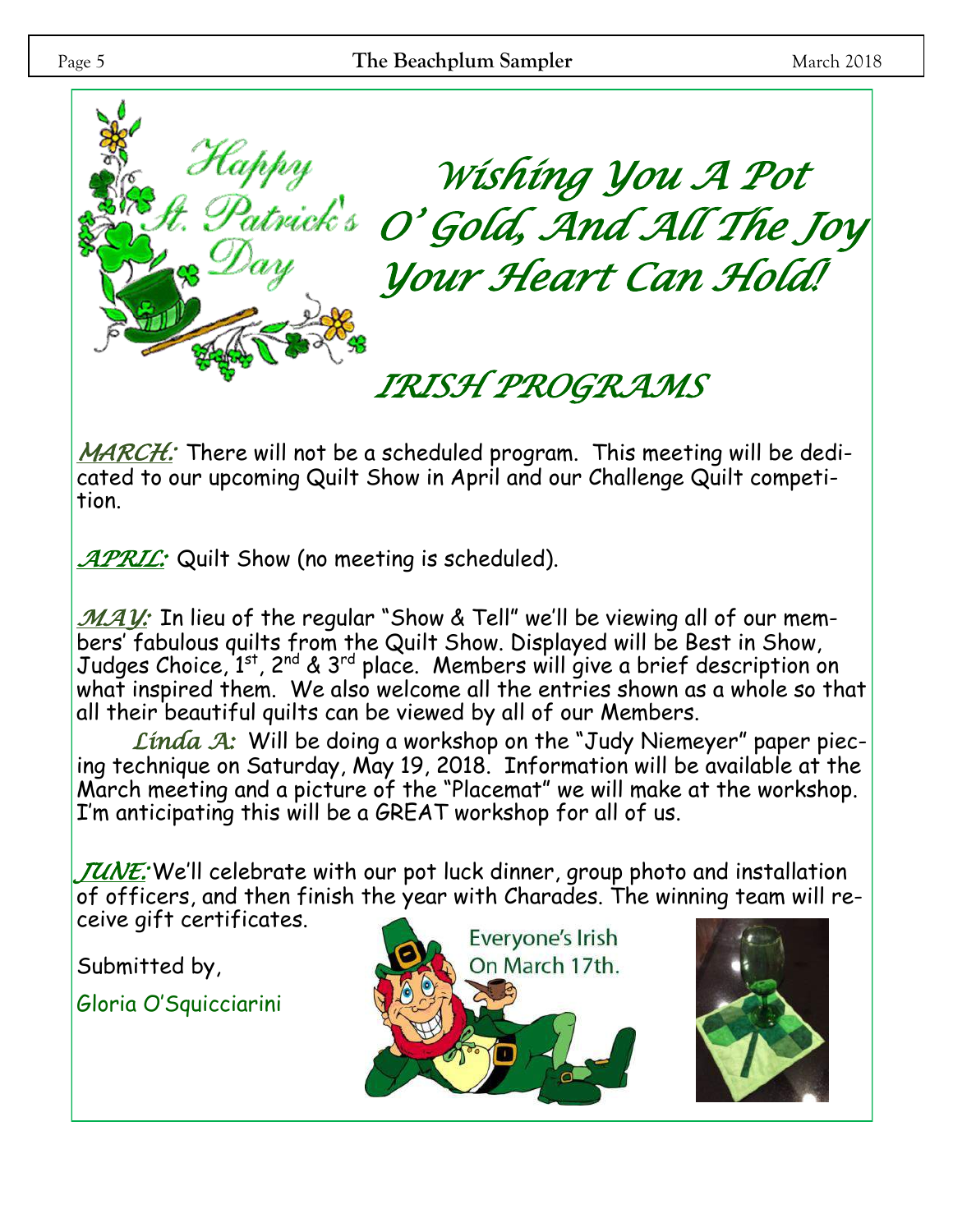## *Wishing You A Pot O' Gold, And All The Joy Your Heart Can Hold!*

# *IRISH PROGRAMS*

***MARCH:*** There will not be a scheduled program. This meeting will be dedicated to our upcoming Quilt Show in April and our Challenge Quilt competition.

***APRIL:*** Quilt Show (no meeting is scheduled).

***MAY:*** In lieu of the regular "Show & Tell" we'll be viewing all of our members' fabulous quilts from the Quilt Show. Displayed will be Best in Show, Judges Choice, 1st, 2nd & 3rd place. Members will give a brief description on what inspired them. We also welcome all the entries shown as a whole so that all their beautiful quilts can be viewed by all of our Members.

*Linda A:* Will be doing a workshop on the "Judy Niemeyer" paper piecing technique on Saturday, May 19, 2018. Information will be available at the March meeting and a picture of the "Placemat" we will make at the workshop. I'm anticipating this will be a GREAT workshop for all of us.

***JUNE:*** We'll celebrate with our pot luck dinner, group photo and installation of officers, and then finish the year with Charades. The winning team will receive gift certificates.

Submitted by,

Gloria O'Squicciarini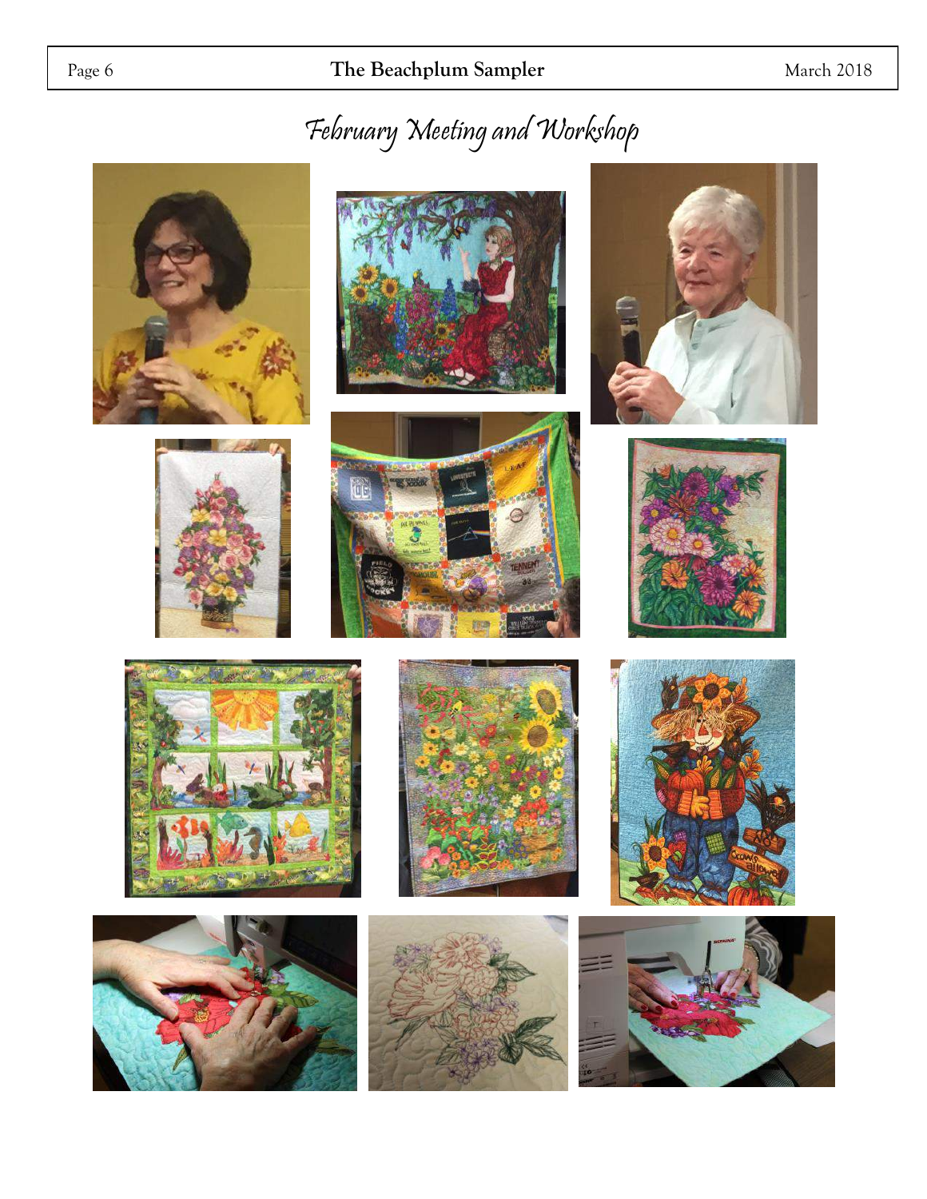# February Meeting and Workshop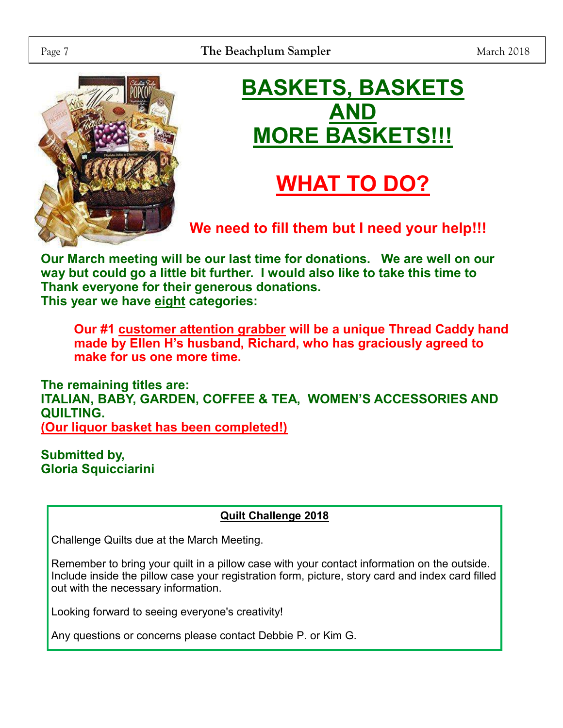# BASKETS, BASKETS AND MORE BASKETS!!!

## WHAT TO DO?

**We need to fill them but I need your help!!!**

**Our March meeting will be our last time for donations. We are well on our way but could go a little bit further. I would also like to take this time to Thank everyone for their generous donations.**
**This year we have eight categories:**

> **Our #1 customer attention grabber will be a unique Thread Caddy hand made by Ellen H's husband, Richard, who has graciously agreed to make for us one more time.**

**The remaining titles are:**
**ITALIAN, BABY, GARDEN, COFFEE & TEA, WOMEN'S ACCESSORIES AND QUILTING.**
**(Our liquor basket has been completed!)**

**Submitted by,**
**Gloria Squicciarini**

---

**Quilt Challenge 2018**

Challenge Quilts due at the March Meeting.

Remember to bring your quilt in a pillow case with your contact information on the outside. Include inside the pillow case your registration form, picture, story card and index card filled out with the necessary information.

Looking forward to seeing everyone's creativity!

Any questions or concerns please contact Debbie P. or Kim G.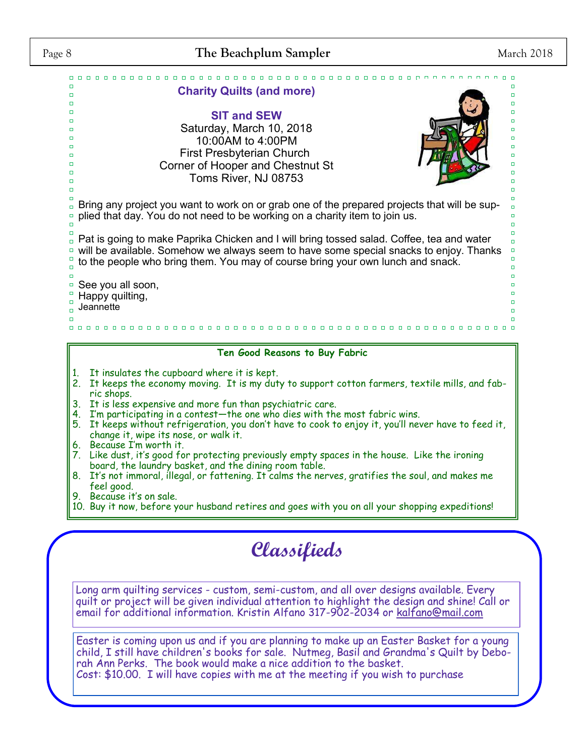## Charity Quilts (and more)

**SIT and SEW**

Saturday, March 10, 2018
10:00AM to 4:00PM
First Presbyterian Church
Corner of Hooper and Chestnut St
Toms River, NJ 08753

Bring any project you want to work on or grab one of the prepared projects that will be supplied that day. You do not need to be working on a charity item to join us.

Pat is going to make Paprika Chicken and I will bring tossed salad. Coffee, tea and water will be available. Somehow we always seem to have some special snacks to enjoy. Thanks to the people who bring them. You may of course bring your own lunch and snack.

See you all soon,
Happy quilting,
Jeannette

### Ten Good Reasons to Buy Fabric

1. It insulates the cupboard where it is kept.
2. It keeps the economy moving. It is my duty to support cotton farmers, textile mills, and fabric shops.
3. It is less expensive and more fun than psychiatric care.
4. I'm participating in a contest—the one who dies with the most fabric wins.
5. It keeps without refrigeration, you don't have to cook to enjoy it, you'll never have to feed it, change it, wipe its nose, or walk it.
6. Because I'm worth it.
7. Like dust, it's good for protecting previously empty spaces in the house. Like the ironing board, the laundry basket, and the dining room table.
8. It's not immoral, illegal, or fattening. It calms the nerves, gratifies the soul, and makes me feel good.
9. Because it's on sale.
10. Buy it now, before your husband retires and goes with you on all your shopping expeditions!

## Classifieds

Long arm quilting services - custom, semi-custom, and all over designs available. Every quilt or project will be given individual attention to highlight the design and shine! Call or email for additional information. Kristin Alfano 317-902-2034 or kalfano@mail.com

Easter is coming upon us and if you are planning to make up an Easter Basket for a young child, I still have children's books for sale. Nutmeg, Basil and Grandma's Quilt by Deborah Ann Perks. The book would make a nice addition to the basket.
Cost: $10.00. I will have copies with me at the meeting if you wish to purchase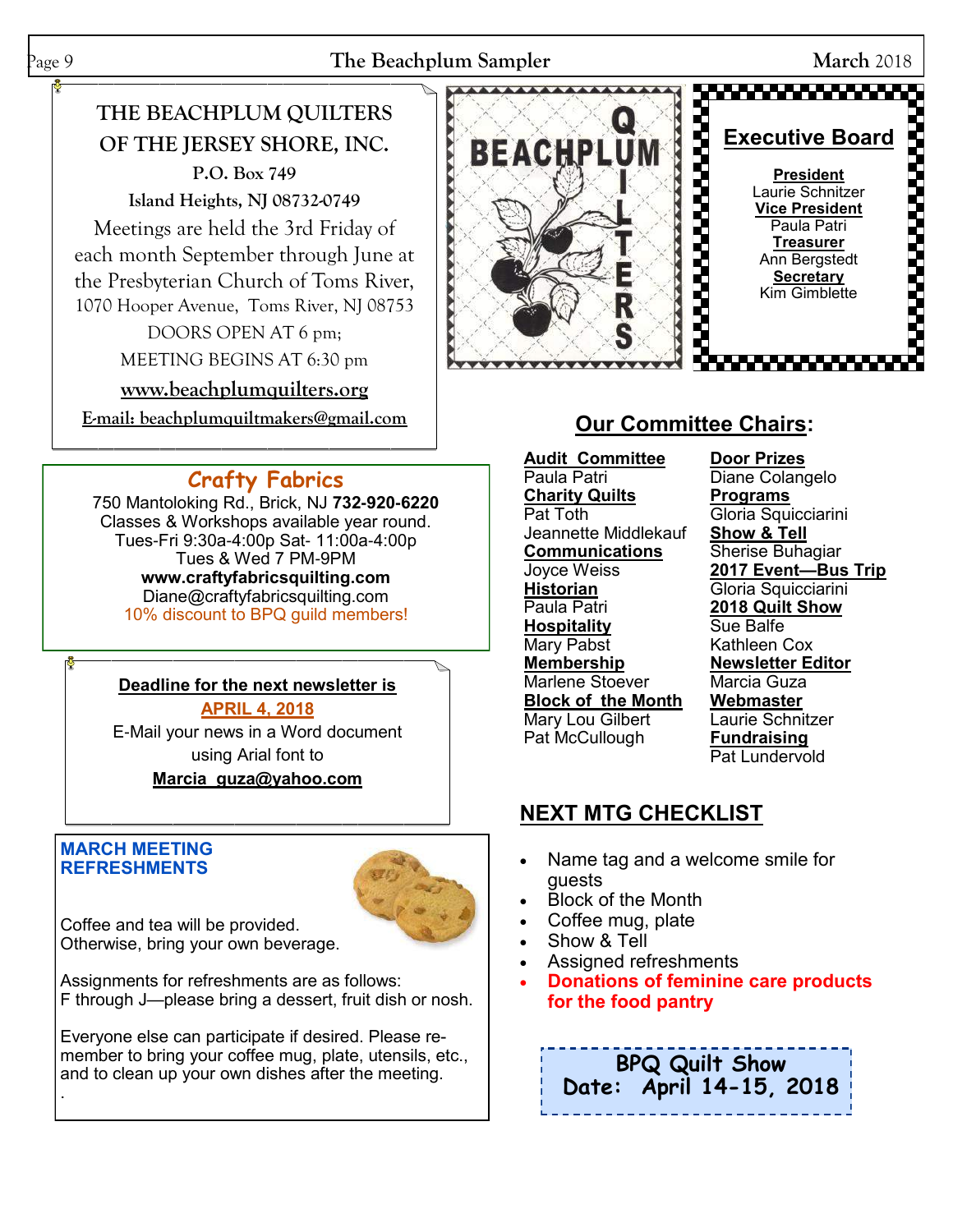## THE BEACHPLUM QUILTERS OF THE JERSEY SHORE, INC.

**P.O. Box 749**

**Island Heights, NJ 08732-0749**

Meetings are held the 3rd Friday of each month September through June at the Presbyterian Church of Toms River, 1070 Hooper Avenue, Toms River, NJ 08753

DOORS OPEN AT 6 pm;

MEETING BEGINS AT 6:30 pm

**www.beachplumquilters.org**

**E-mail: beachplumquiltmakers@gmail.com**

## Crafty Fabrics

750 Mantoloking Rd., Brick, NJ **732-920-6220**
Classes & Workshops available year round.
Tues-Fri 9:30a-4:00p Sat- 11:00a-4:00p
Tues & Wed 7 PM-9PM
**www.craftyfabricsquilting.com**
Diane@craftyfabricsquilting.com
10% discount to BPQ guild members!

**Deadline for the next newsletter is**

**APRIL 4, 2018**

E-Mail your news in a Word document using Arial font to

**Marcia_guza@yahoo.com**

### MARCH MEETING REFRESHMENTS

Coffee and tea will be provided.
Otherwise, bring your own beverage.

Assignments for refreshments are as follows:
F through J—please bring a dessert, fruit dish or nosh.

Everyone else can participate if desired. Please remember to bring your coffee mug, plate, utensils, etc., and to clean up your own dishes after the meeting.

BEACHPLUM QUILTERS

## Executive Board

**President**
Laurie Schnitzer
**Vice President**
Paula Patri
**Treasurer**
Ann Bergstedt
**Secretary**
Kim Gimblette

## Our Committee Chairs:

**Audit Committee**
Paula Patri
**Charity Quilts**
Pat Toth
Jeannette Middlekauf
**Communications**
Joyce Weiss
**Historian**
Paula Patri
**Hospitality**
Mary Pabst
**Membership**
Marlene Stoever
**Block of the Month**
Mary Lou Gilbert
Pat McCullough

**Door Prizes**
Diane Colangelo
**Programs**
Gloria Squicciarini
**Show & Tell**
Sherise Buhagiar
**2017 Event—Bus Trip**
Gloria Squicciarini
**2018 Quilt Show**
Sue Balfe
Kathleen Cox
**Newsletter Editor**
Marcia Guza
**Webmaster**
Laurie Schnitzer
**Fundraising**
Pat Lundervold

## NEXT MTG CHECKLIST

- Name tag and a welcome smile for guests
- Block of the Month
- Coffee mug, plate
- Show & Tell
- Assigned refreshments
- **Donations of feminine care products for the food pantry**

**BPQ Quilt Show**
**Date: April 14-15, 2018**